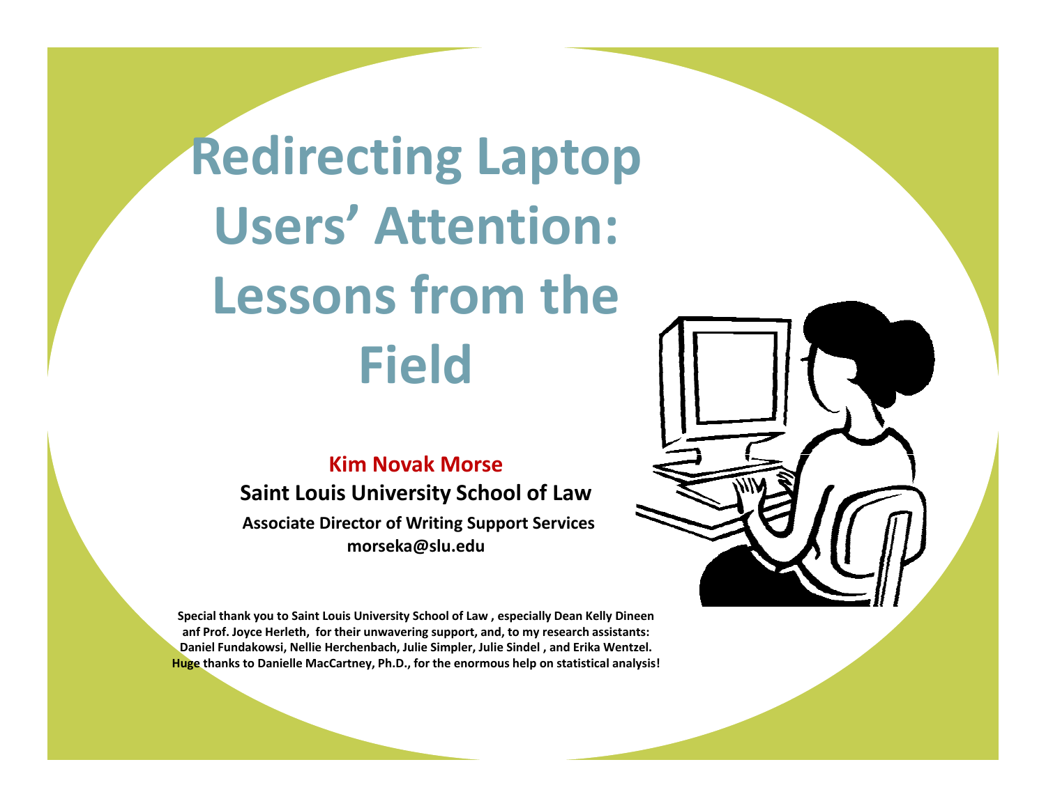# Redirecting Laptop Users' Attention: Lessons from the Field

**Kim Novak Morse**

**Saint Louis University School of Law**

**Associate Director of Writing Support Services**

**morseka@slu.edu**

**Special thank you to Saint Louis University School of Law , especially Dean Kelly Dineen anf Prof. Joyce Herleth, for their unwavering support, and, to my research assistants: Daniel Fundakowsi, Nellie Herchenbach, Julie Simpler, Julie Sindel , and Erika Wentzel. Huge thanks to Danielle MacCartney, Ph.D., for the enormous help on statistical analysis!**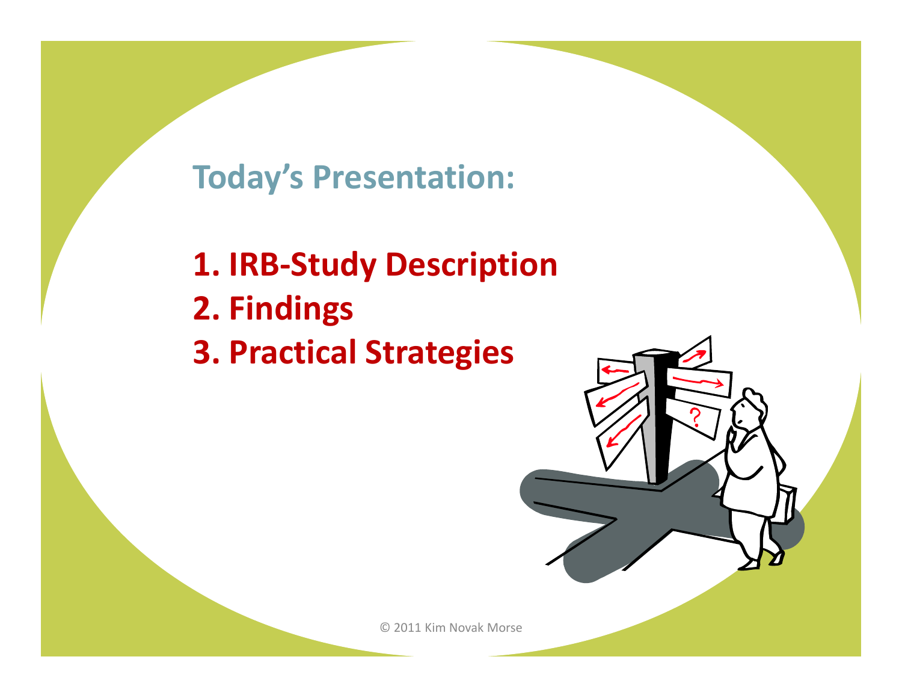## Today's Presentation:

1. **IRB-Study Description**
2. **Findings**
3. **Practical Strategies**

© 2011 Kim Novak Morse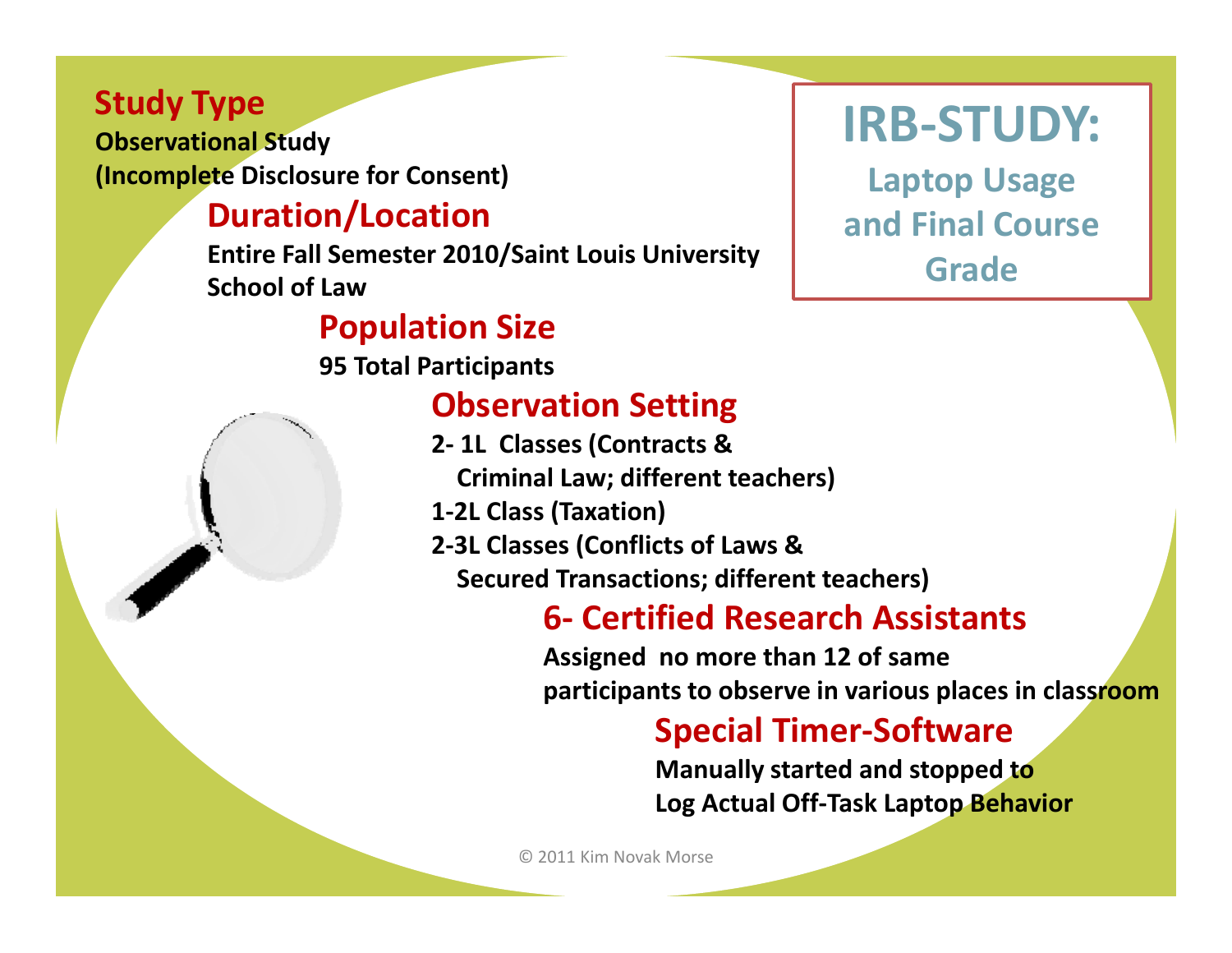# IRB-STUDY:

## Laptop Usage and Final Course Grade

### Study Type

**Observational Study**
**(Incomplete Disclosure for Consent)**

### Duration/Location

**Entire Fall Semester 2010/Saint Louis University School of Law**

### Population Size

**95 Total Participants**

### Observation Setting

**2- 1L Classes (Contracts & Criminal Law; different teachers)**
**1-2L Class (Taxation)**
**2-3L Classes (Conflicts of Laws & Secured Transactions; different teachers)**

### 6- Certified Research Assistants

**Assigned no more than 12 of same participants to observe in various places in classroom**

### Special Timer-Software

**Manually started and stopped to Log Actual Off-Task Laptop Behavior**

© 2011 Kim Novak Morse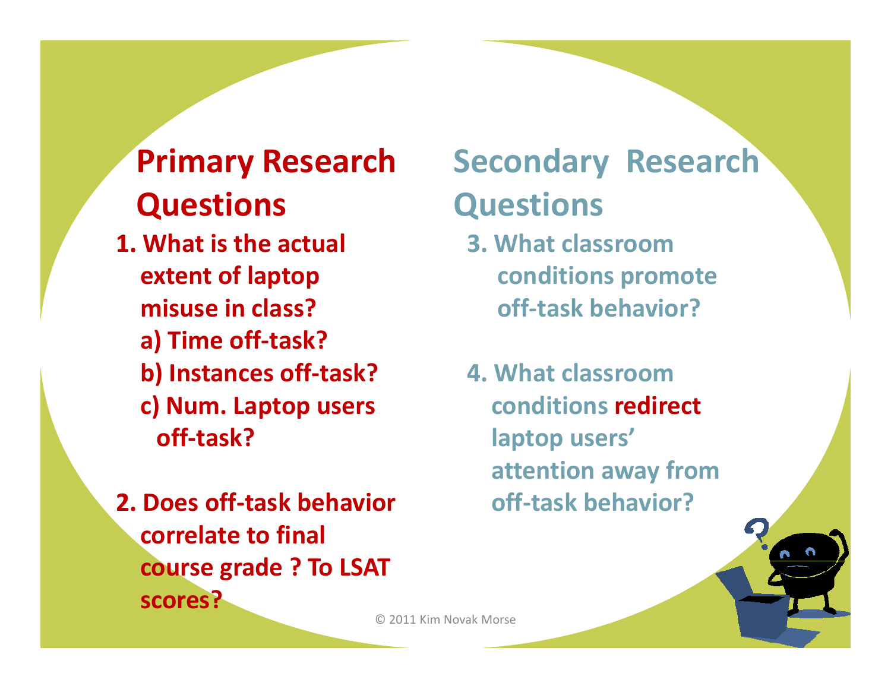## Primary Research Questions

1. What is the actual extent of laptop misuse in class?
   a) Time off-task?
   b) Instances off-task?
   c) Num. Laptop users off-task?

2. Does off-task behavior correlate to final course grade ? To LSAT scores?

## Secondary Research Questions

3. What classroom conditions promote off-task behavior?

4. What classroom conditions redirect laptop users' attention away from off-task behavior?

© 2011 Kim Novak Morse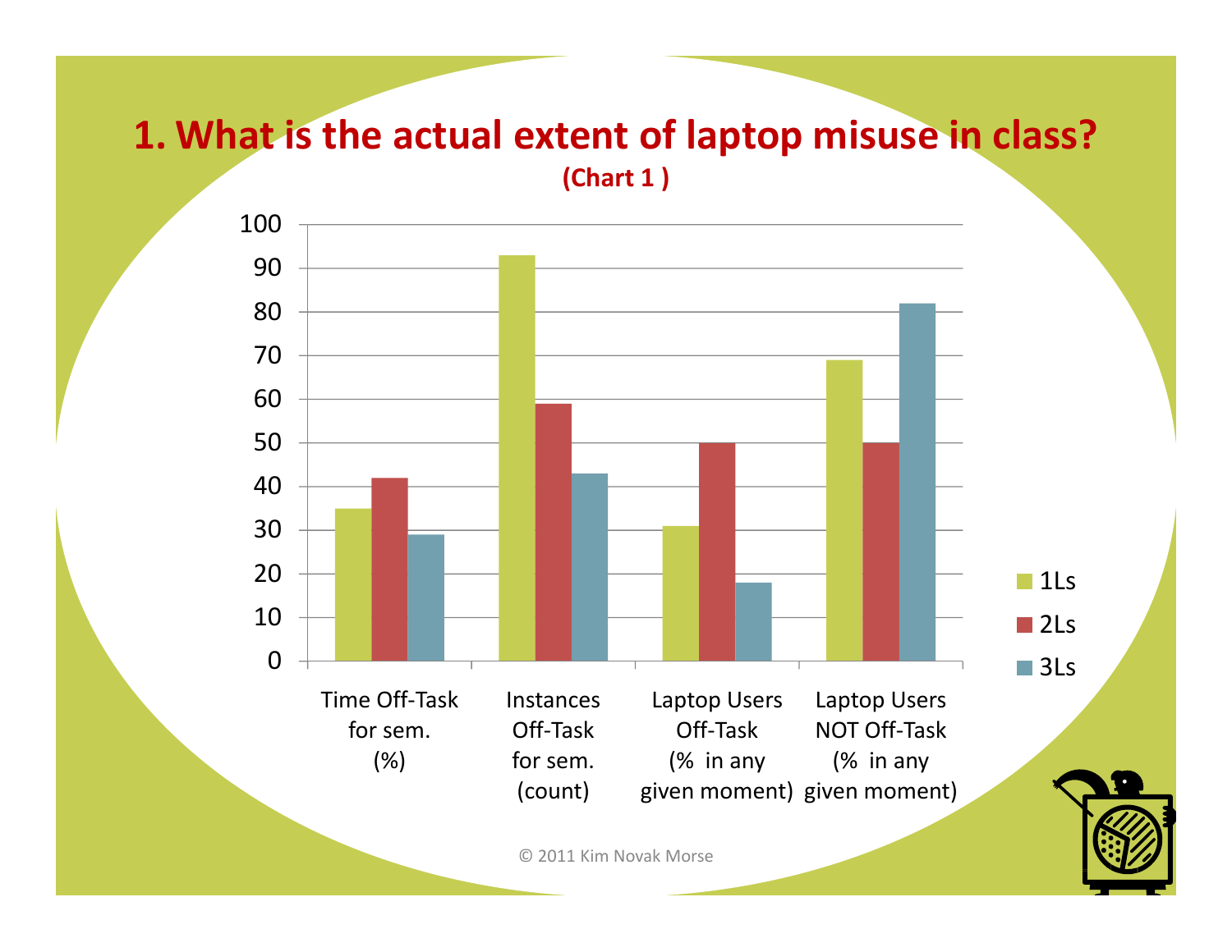# 1. What is the actual extent of laptop misuse in class?

**(Chart 1 )**

| | 1Ls | 2Ls | 3Ls |
|---|---|---|---|
| Time Off-Task for sem. (%) | 35 | 42 | 29 |
| Instances Off-Task for sem. (count) | 93 | 59 | 43 |
| Laptop Users Off-Task (% in any given moment) | 31 | 50 | 18 |
| Laptop Users NOT Off-Task (% in any given moment) | 69 | 50 | 82 |

© 2011 Kim Novak Morse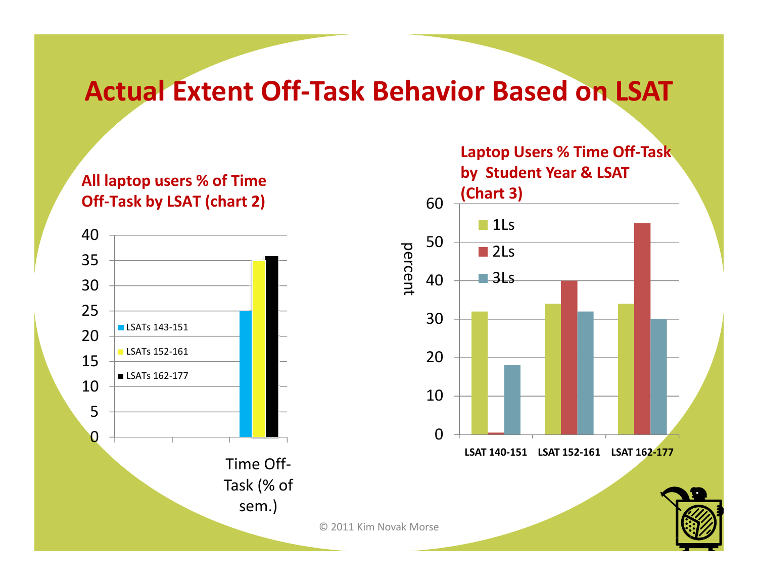# Actual Extent Off-Task Behavior Based on LSAT

## All laptop users % of Time Off-Task by LSAT (chart 2)

| | LSATs 143-151 | LSATs 152-161 | LSATs 162-177 |
|---|---|---|---|
| Time Off-Task (% of sem.) | 25 | 35 | 36 |

## Laptop Users % Time Off-Task by Student Year & LSAT (Chart 3)

| percent | LSAT 140-151 | LSAT 152-161 | LSAT 162-177 |
|---|---|---|---|
| 1Ls | 32 | 34 | 34 |
| 2Ls | 0.5 | 40 | 55 |
| 3Ls | 18 | 32 | 30 |

© 2011 Kim Novak Morse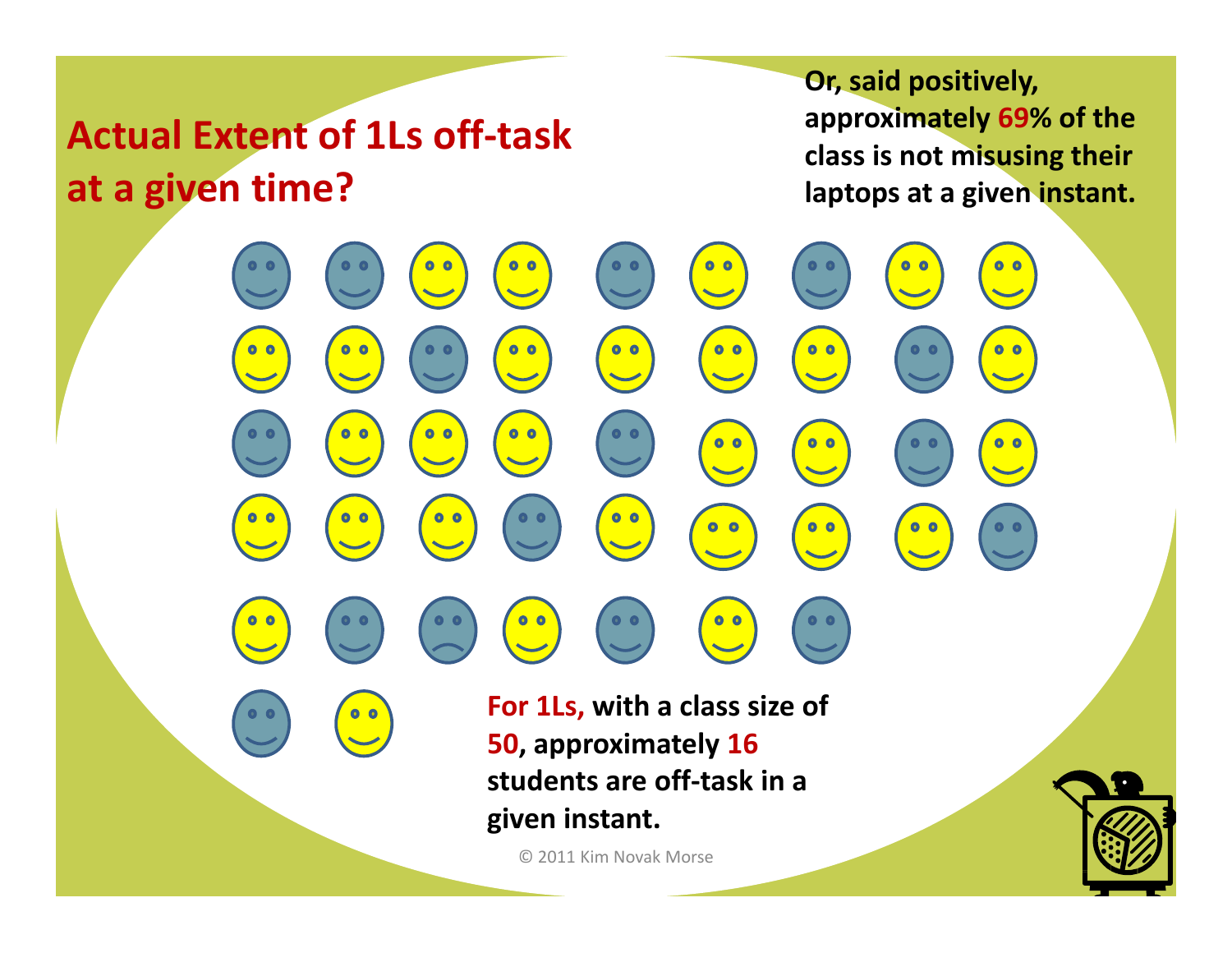# Actual Extent of 1Ls off-task at a given time?

**Or, said positively, approximately 69% of the class is not misusing their laptops at a given instant.**

**For 1Ls, with a class size of 50, approximately 16 students are off-task in a given instant.**

© 2011 Kim Novak Morse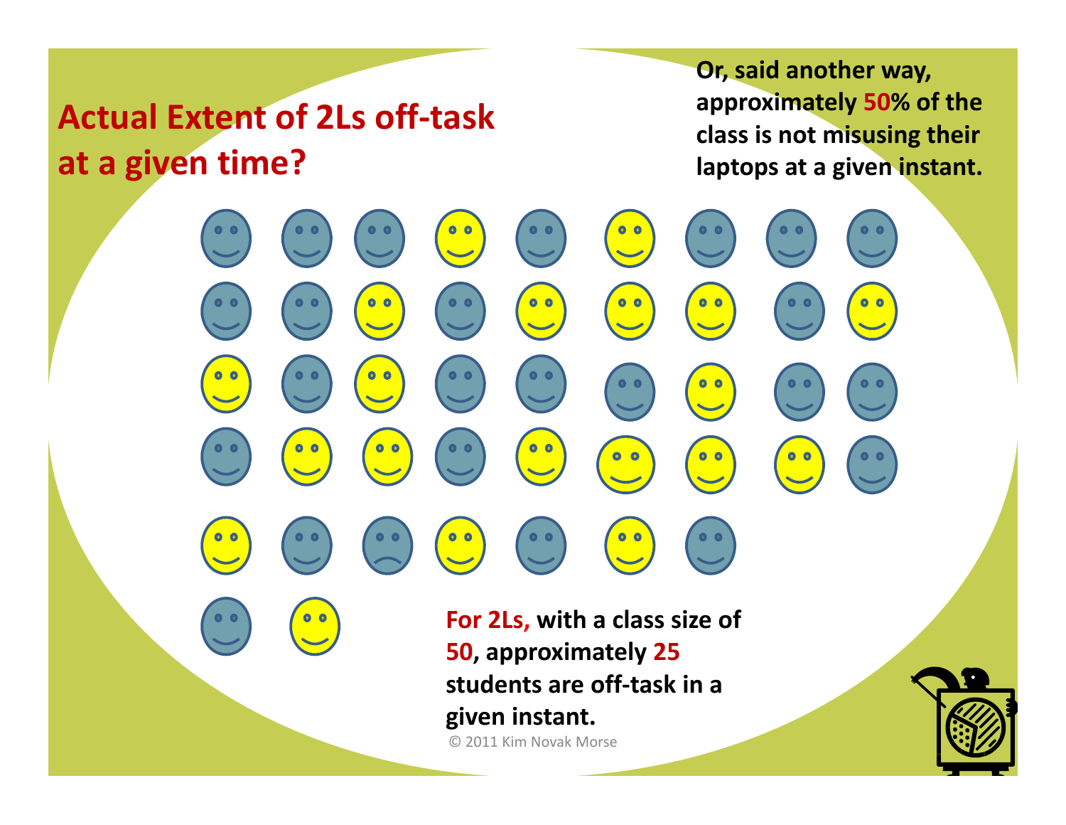# Actual Extent of 2Ls off-task at a given time?

**Or, said another way, approximately 50% of the class is not misusing their laptops at a given instant.**

**For 2Ls, with a class size of 50, approximately 25 students are off-task in a given instant.**

© 2011 Kim Novak Morse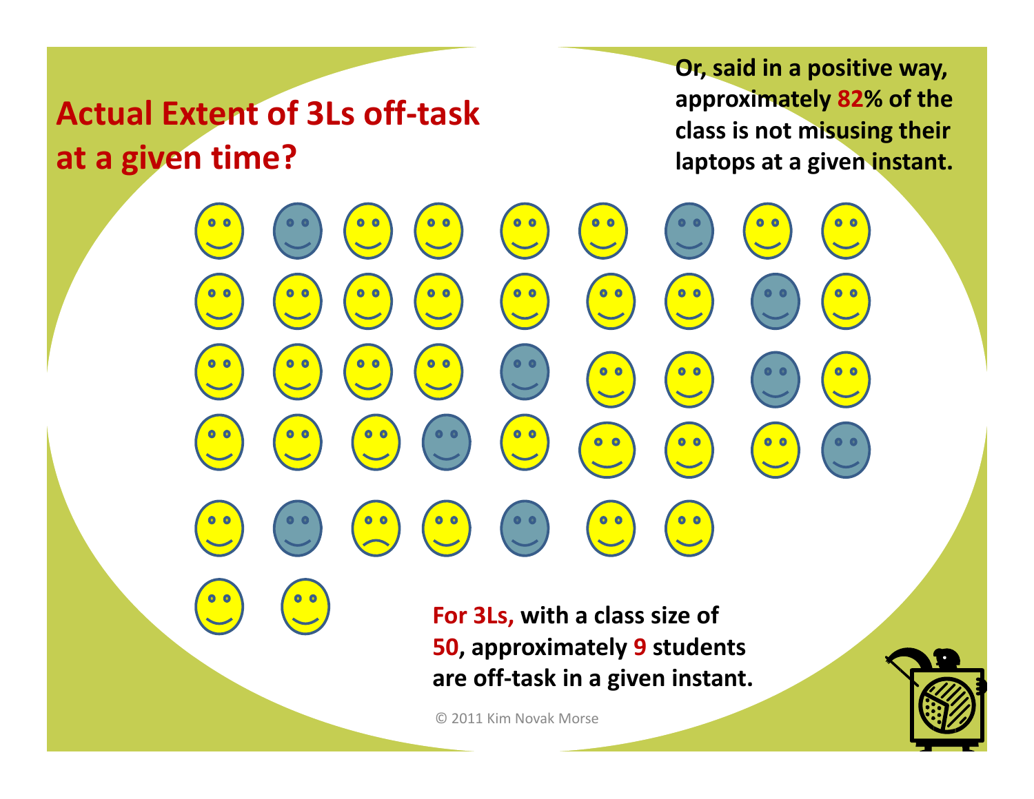# Actual Extent of 3Ls off-task at a given time?

**Or, said in a positive way, approximately 82% of the class is not misusing their laptops at a given instant.**

**For 3Ls, with a class size of 50, approximately 9 students are off-task in a given instant.**

© 2011 Kim Novak Morse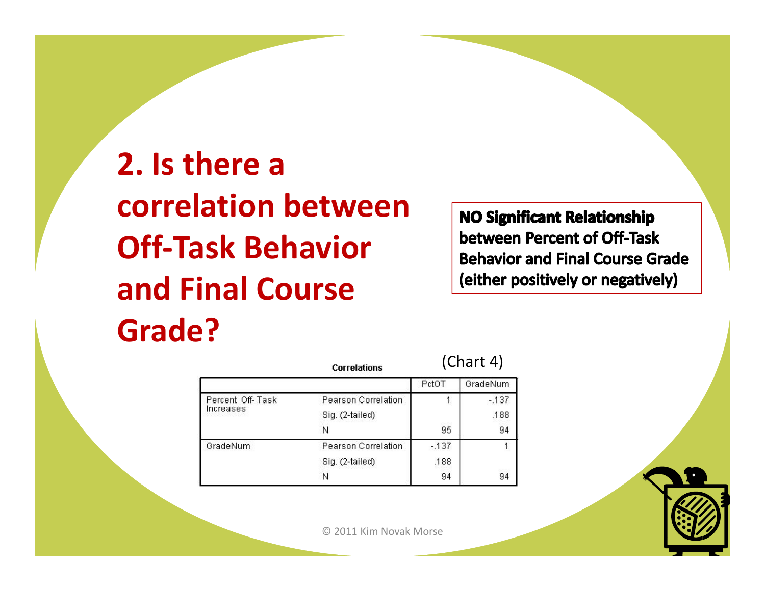# 2. Is there a correlation between Off-Task Behavior and Final Course Grade?

**NO Significant Relationship between Percent of Off-Task Behavior and Final Course Grade (either positively or negatively)**

(Chart 4)

**Correlations**

| | | PctOT | GradeNum |
|---|---|---|---|
| Percent Off-Task Increases | Pearson Correlation | 1 | -.137 |
| | Sig. (2-tailed) | | .188 |
| | N | 95 | 94 |
| GradeNum | Pearson Correlation | -.137 | 1 |
| | Sig. (2-tailed) | .188 | |
| | N | 94 | 94 |

© 2011 Kim Novak Morse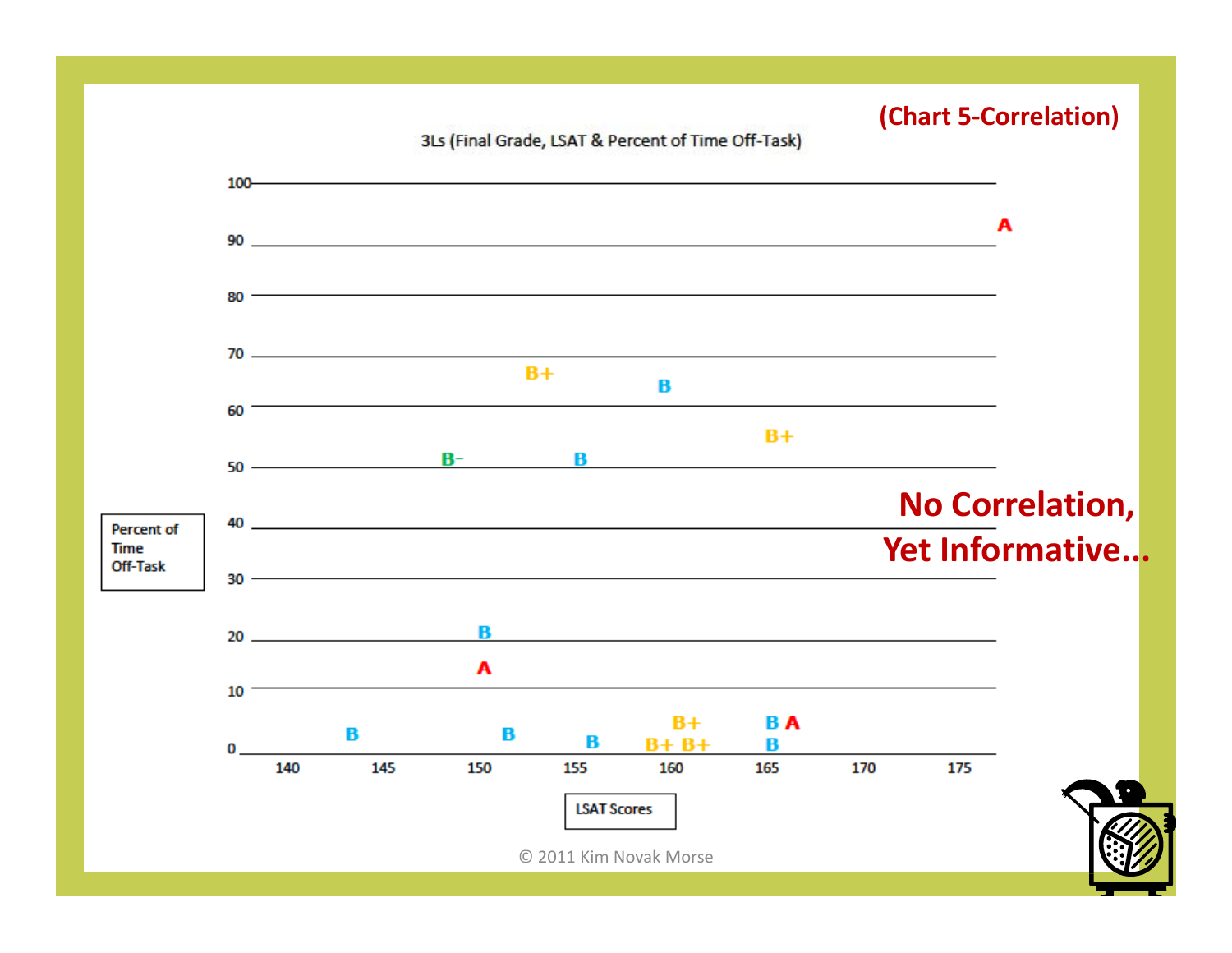**(Chart 5-Correlation)**

3Ls (Final Grade, LSAT & Percent of Time Off-Task)

Percent of Time Off-Task

LSAT Scores

**No Correlation, Yet Informative…**

© 2011 Kim Novak Morse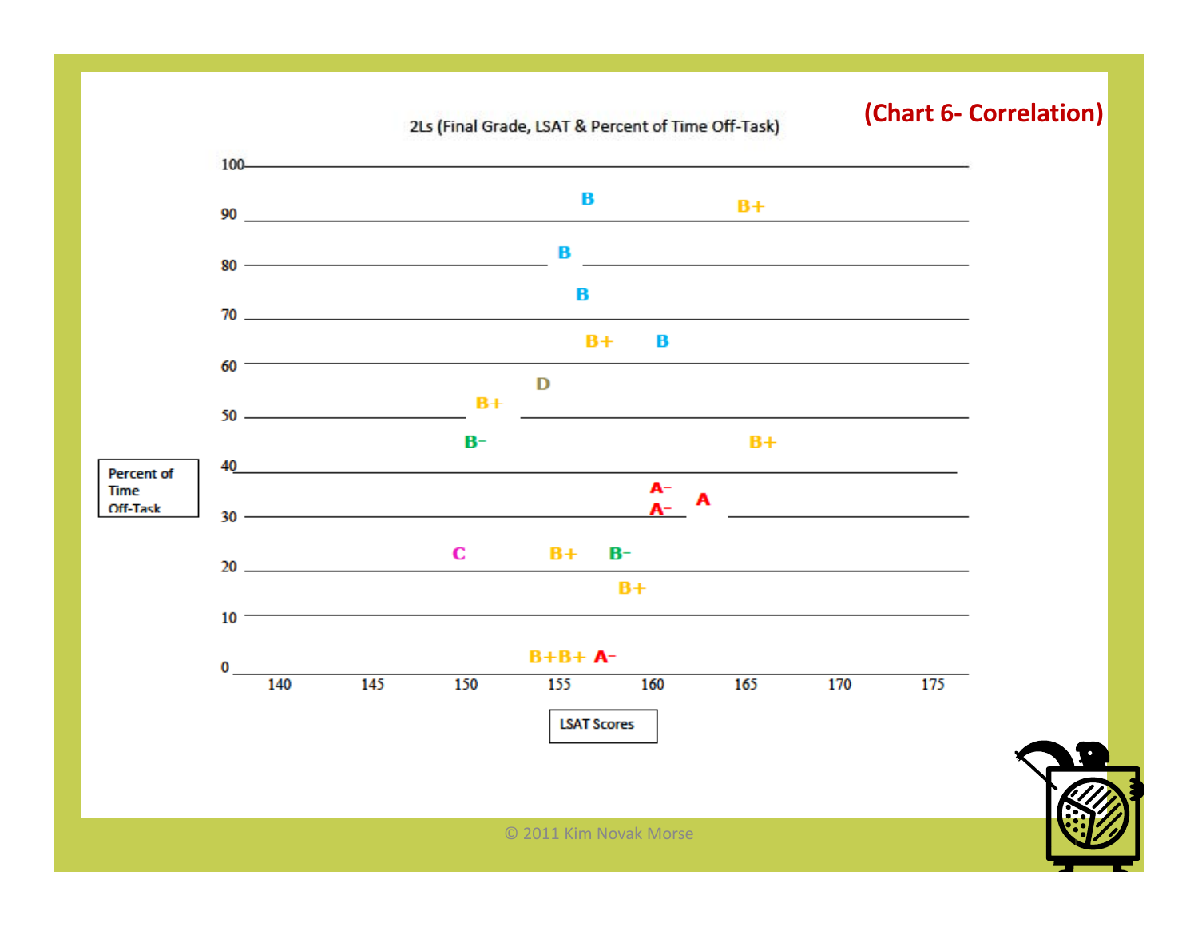**(Chart 6- Correlation)**

2Ls (Final Grade, LSAT & Percent of Time Off-Task)

| Grade | LSAT Score (approx.) | Percent of Time Off-Task (approx.) |
|---|---|---|
| B | 156 | 93 |
| B+ | 165 | 92 |
| B | 155 | 82 |
| B | 156 | 74 |
| B+ | 157 | 65 |
| B | 160 | 65 |
| D | 154 | 57 |
| B+ | 151 | 53 |
| B- | 150 | 45 |
| B+ | 166 | 45 |
| A- | 160 | 36 |
| A | 163 | 34 |
| A- | 160 | 32 |
| C | 149 | 22 |
| B+ | 155 | 22 |
| B- | 158 | 22 |
| B+ | 159 | 15 |
| B+ | 153 | 2 |
| B+ | 155 | 2 |
| A- | 157 | 2 |

Percent of Time Off-Task

LSAT Scores

© 2011 Kim Novak Morse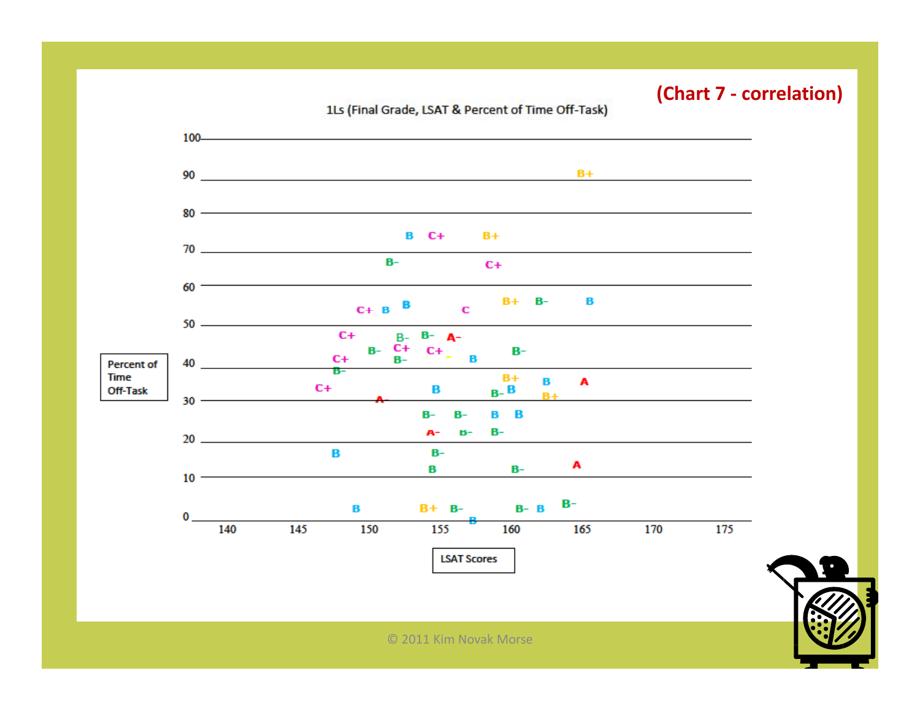**(Chart 7 - correlation)**

1Ls (Final Grade, LSAT & Percent of Time Off-Task)

Percent of Time Off-Task

LSAT Scores

© 2011 Kim Novak Morse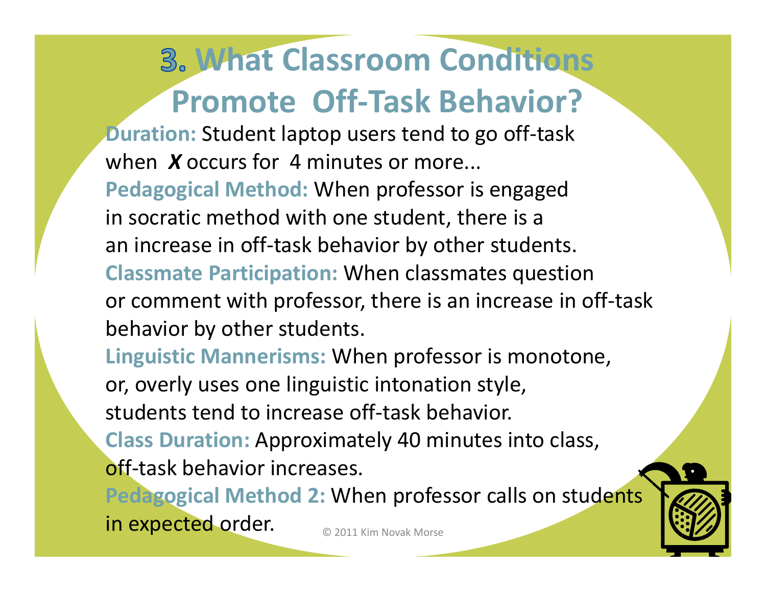# 3. What Classroom Conditions Promote Off-Task Behavior?

**Duration:** Student laptop users tend to go off-task when ***X*** occurs for 4 minutes or more...

**Pedagogical Method:** When professor is engaged in socratic method with one student, there is a an increase in off-task behavior by other students.

**Classmate Participation:** When classmates question or comment with professor, there is an increase in off-task behavior by other students.

**Linguistic Mannerisms:** When professor is monotone, or, overly uses one linguistic intonation style, students tend to increase off-task behavior.

**Class Duration:** Approximately 40 minutes into class, off-task behavior increases.

**Pedagogical Method 2:** When professor calls on students in expected order.

© 2011 Kim Novak Morse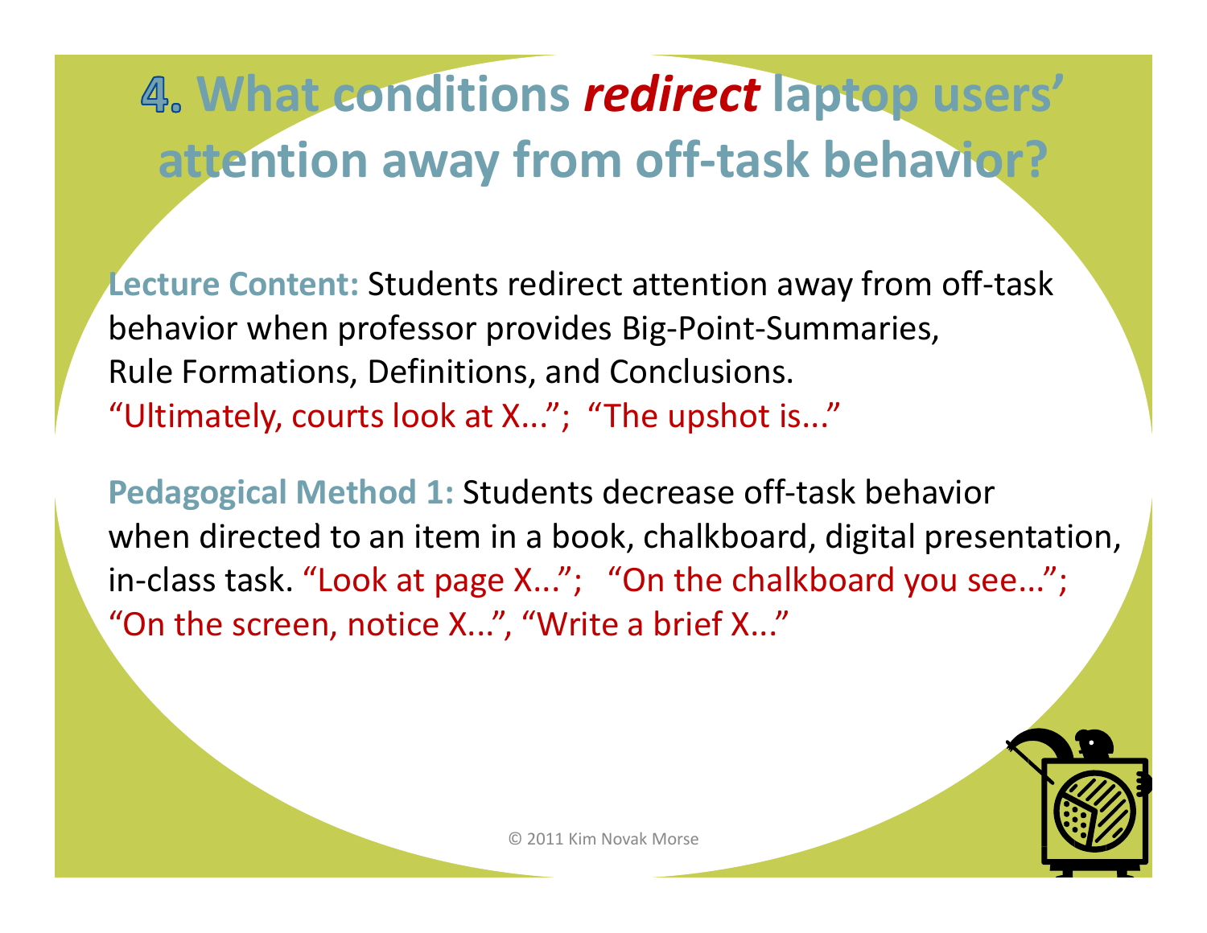# 4. What conditions *redirect* laptop users' attention away from off-task behavior?

**Lecture Content:** Students redirect attention away from off-task behavior when professor provides Big-Point-Summaries, Rule Formations, Definitions, and Conclusions. "Ultimately, courts look at X..."; "The upshot is..."

**Pedagogical Method 1:** Students decrease off-task behavior when directed to an item in a book, chalkboard, digital presentation, in-class task. "Look at page X..."; "On the chalkboard you see..."; "On the screen, notice X...", "Write a brief X..."

© 2011 Kim Novak Morse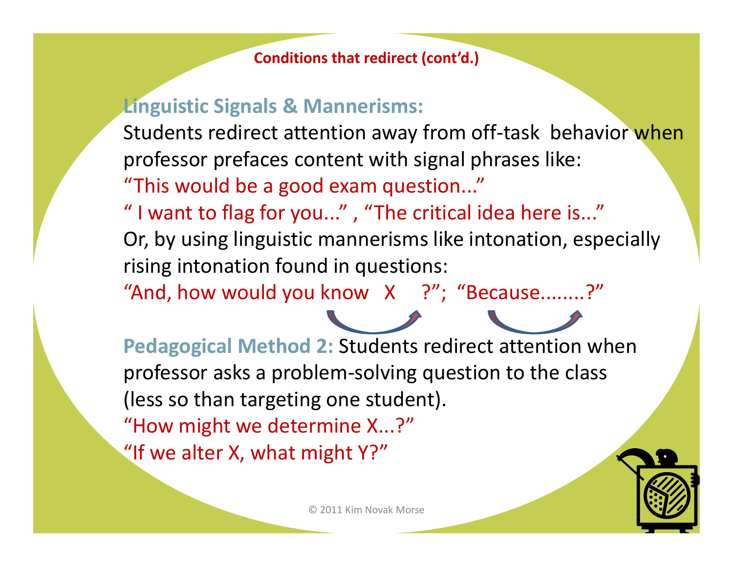## Conditions that redirect (cont'd.)

**Linguistic Signals & Mannerisms:**

Students redirect attention away from off-task behavior when professor prefaces content with signal phrases like:

"This would be a good exam question..."

" I want to flag for you..." , "The critical idea here is..."

Or, by using linguistic mannerisms like intonation, especially rising intonation found in questions:

"And, how would you know X ?"; "Because........?"

**Pedagogical Method 2:** Students redirect attention when professor asks a problem-solving question to the class (less so than targeting one student).

"How might we determine X...?"

"If we alter X, what might Y?"

© 2011 Kim Novak Morse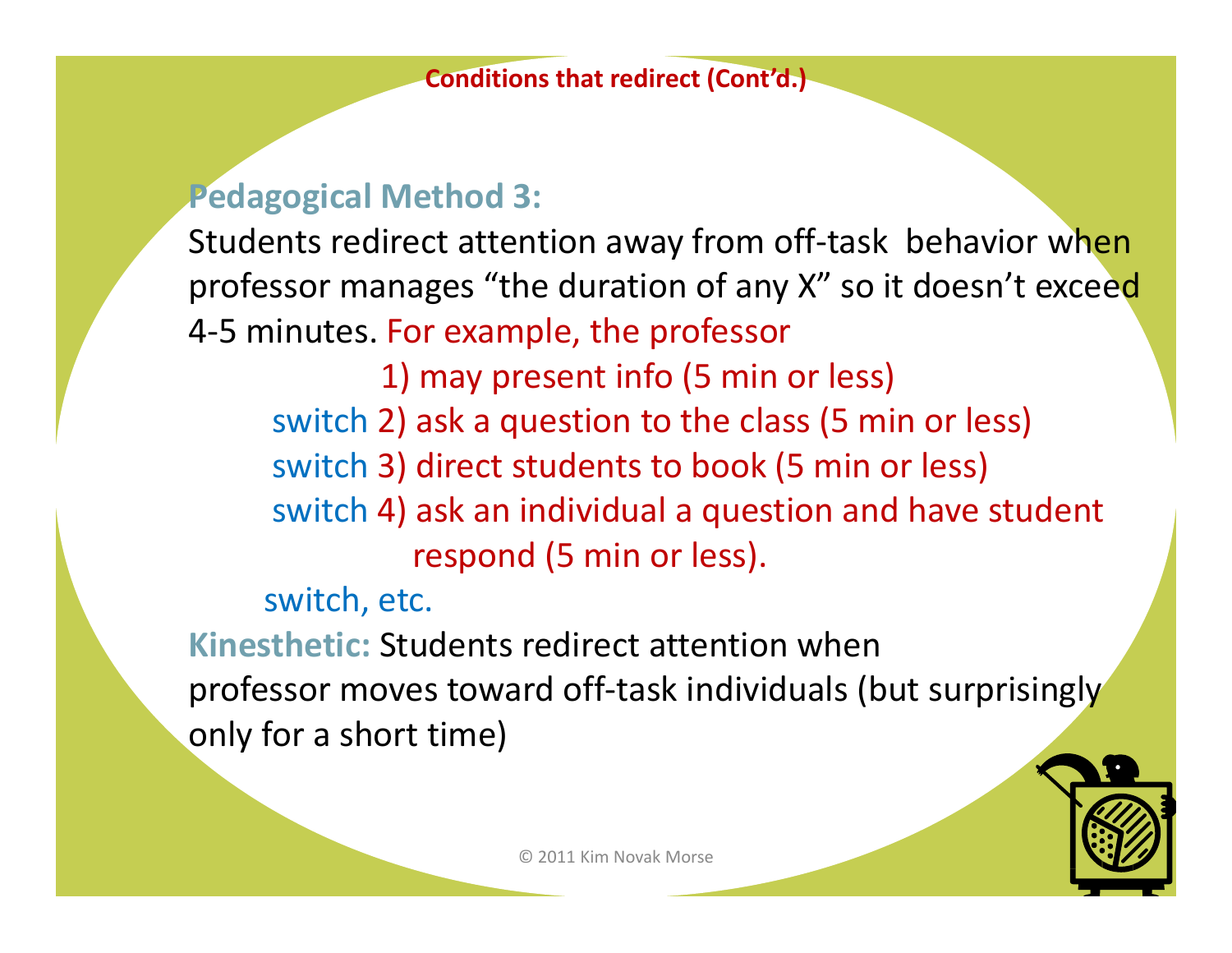## Conditions that redirect (Cont'd.)

**Pedagogical Method 3:**

Students redirect attention away from off-task behavior when professor manages "the duration of any X" so it doesn't exceed 4-5 minutes. For example, the professor

1) may present info (5 min or less)

switch 2) ask a question to the class (5 min or less)

switch 3) direct students to book (5 min or less)

switch 4) ask an individual a question and have student respond (5 min or less).

switch, etc.

**Kinesthetic:** Students redirect attention when professor moves toward off-task individuals (but surprisingly only for a short time)

© 2011 Kim Novak Morse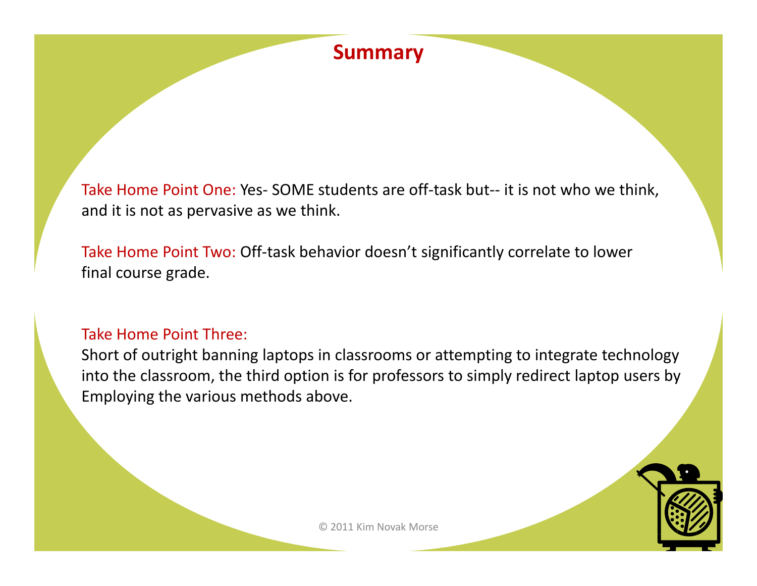# Summary

Take Home Point One: Yes- SOME students are off-task but-- it is not who we think, and it is not as pervasive as we think.

Take Home Point Two: Off-task behavior doesn't significantly correlate to lower final course grade.

Take Home Point Three:
Short of outright banning laptops in classrooms or attempting to integrate technology into the classroom, the third option is for professors to simply redirect laptop users by Employing the various methods above.

© 2011 Kim Novak Morse